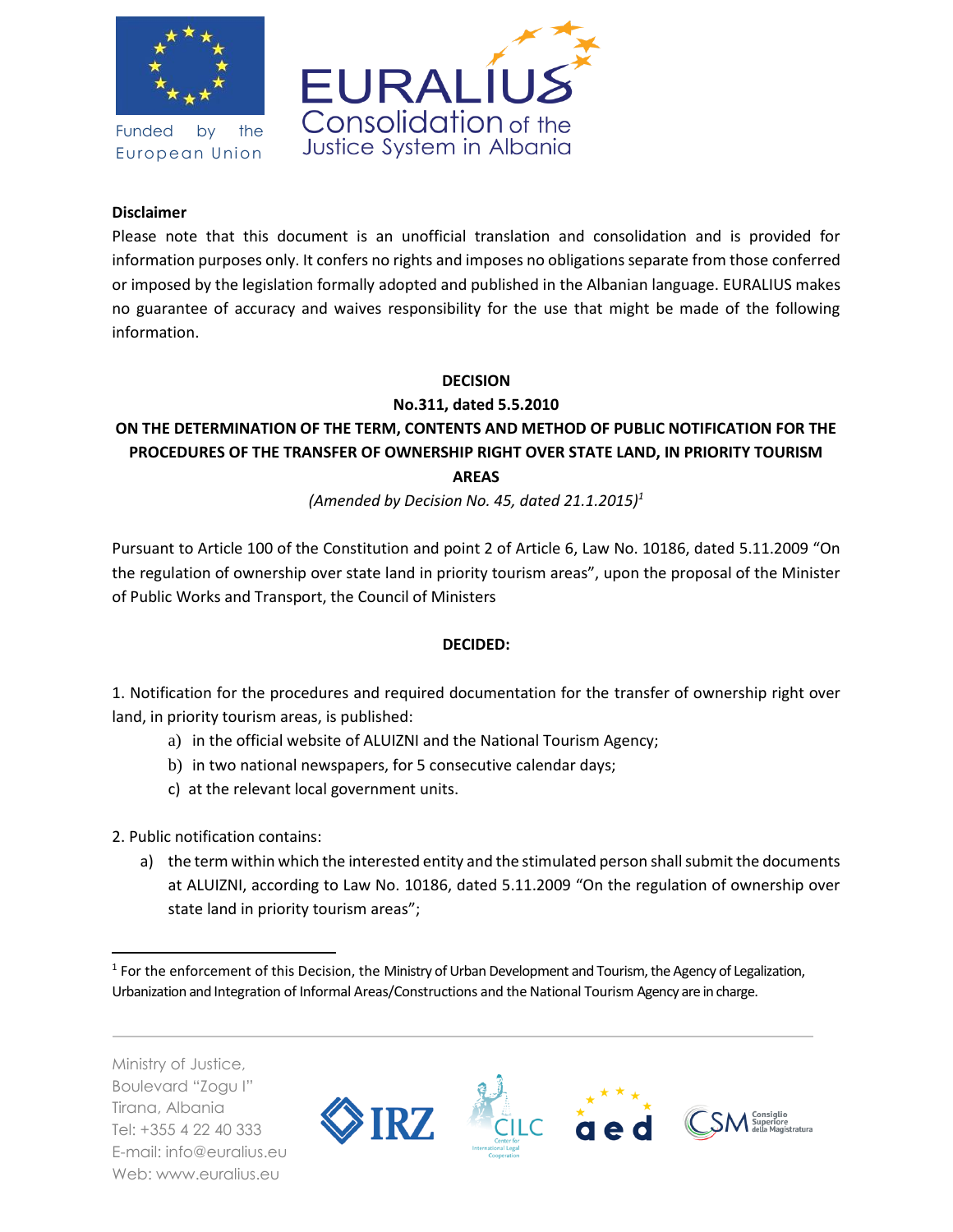**Disclaimer**

Please note that this document is an unofficial translation and consolidation and is provided for information purposes only. It confers no rights and imposes no obligations separate from those conferred or imposed by the legislation formally adopted and published in the Albanian language. EURALIUS makes no guarantee of accuracy and waives responsibility for the use that might be made of the following information.

**DECISION**

**No.311, dated 5.5.2010**

**ON THE DETERMINATION OF THE TERM, CONTENTS AND METHOD OF PUBLIC NOTIFICATION FOR THE PROCEDURES OF THE TRANSFER OF OWNERSHIP RIGHT OVER STATE LAND, IN PRIORITY TOURISM AREAS**

*(Amended by Decision No. 45, dated 21.1.2015)*[1]

Pursuant to Article 100 of the Constitution and point 2 of Article 6, Law No. 10186, dated 5.11.2009 "On the regulation of ownership over state land in priority tourism areas", upon the proposal of the Minister of Public Works and Transport, the Council of Ministers

**DECIDED:**

1. Notification for the procedures and required documentation for the transfer of ownership right over land, in priority tourism areas, is published:
   a) in the official website of ALUIZNI and the National Tourism Agency;
   b) in two national newspapers, for 5 consecutive calendar days;
   c) at the relevant local government units.

2. Public notification contains:
   a) the term within which the interested entity and the stimulated person shall submit the documents at ALUIZNI, according to Law No. 10186, dated 5.11.2009 "On the regulation of ownership over state land in priority tourism areas";

---

[1] For the enforcement of this Decision, the Ministry of Urban Development and Tourism, the Agency of Legalization, Urbanization and Integration of Informal Areas/Constructions and the National Tourism Agency are in charge.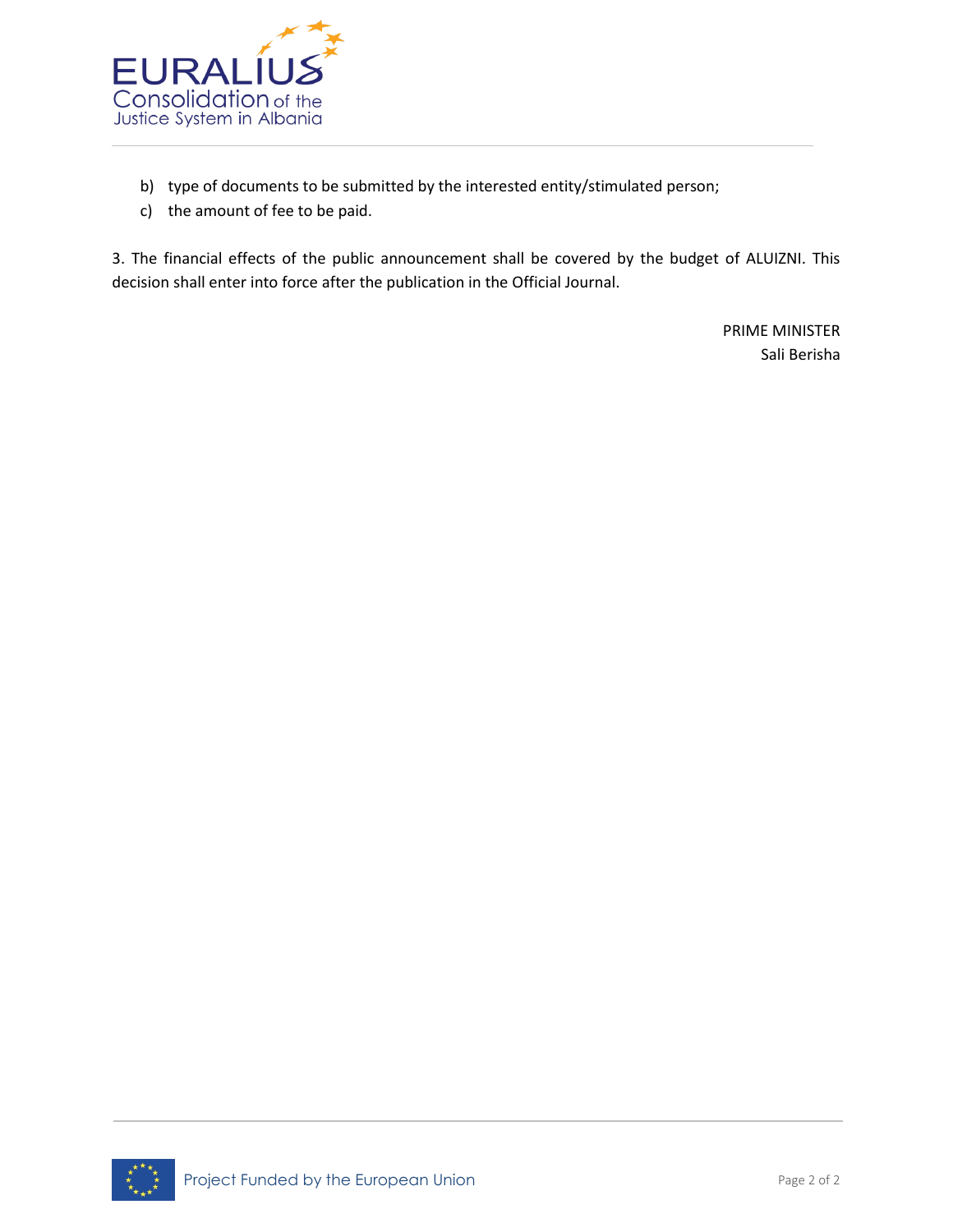b) type of documents to be submitted by the interested entity/stimulated person;
c) the amount of fee to be paid.

3. The financial effects of the public announcement shall be covered by the budget of ALUIZNI. This decision shall enter into force after the publication in the Official Journal.

PRIME MINISTER
Sali Berisha